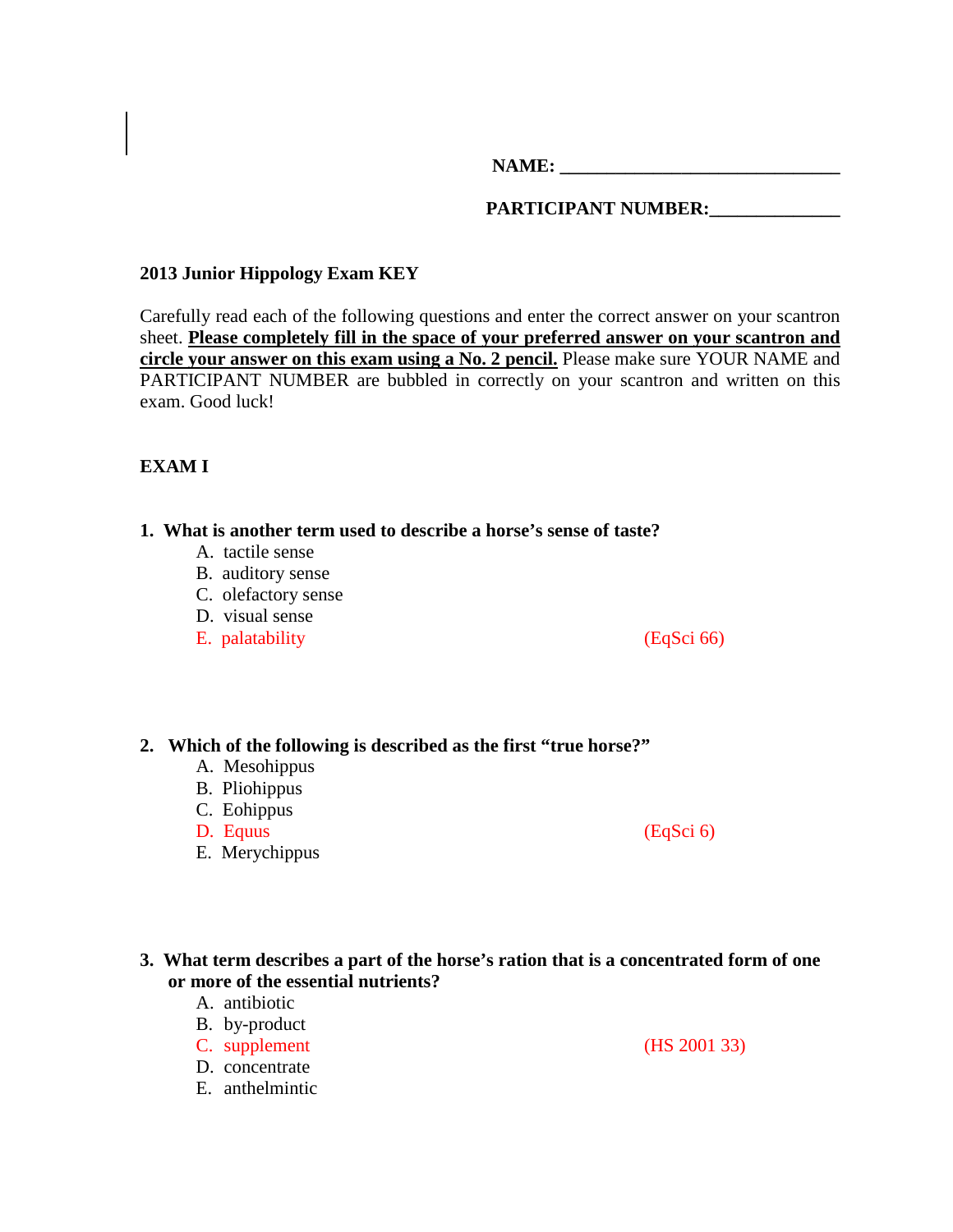**NAME: ______________________________**

**PARTICIPANT NUMBER:______________**

**2013 Junior Hippology Exam KEY**

Carefully read each of the following questions and enter the correct answer on your scantron sheet. **Please completely fill in the space of your preferred answer on your scantron and circle your answer on this exam using a No. 2 pencil.** Please make sure YOUR NAME and PARTICIPANT NUMBER are bubbled in correctly on your scantron and written on this exam. Good luck!

**EXAM I**

**1. What is another term used to describe a horse's sense of taste?**

A. tactile sense
B. auditory sense
C. olefactory sense
D. visual sense
E. palatability (EqSci 66)

**2. Which of the following is described as the first "true horse?"**

A. Mesohippus
B. Pliohippus
C. Eohippus
D. Equus (EqSci 6)
E. Merychippus

**3. What term describes a part of the horse's ration that is a concentrated form of one or more of the essential nutrients?**

A. antibiotic
B. by-product
C. supplement (HS 2001 33)
D. concentrate
E. anthelmintic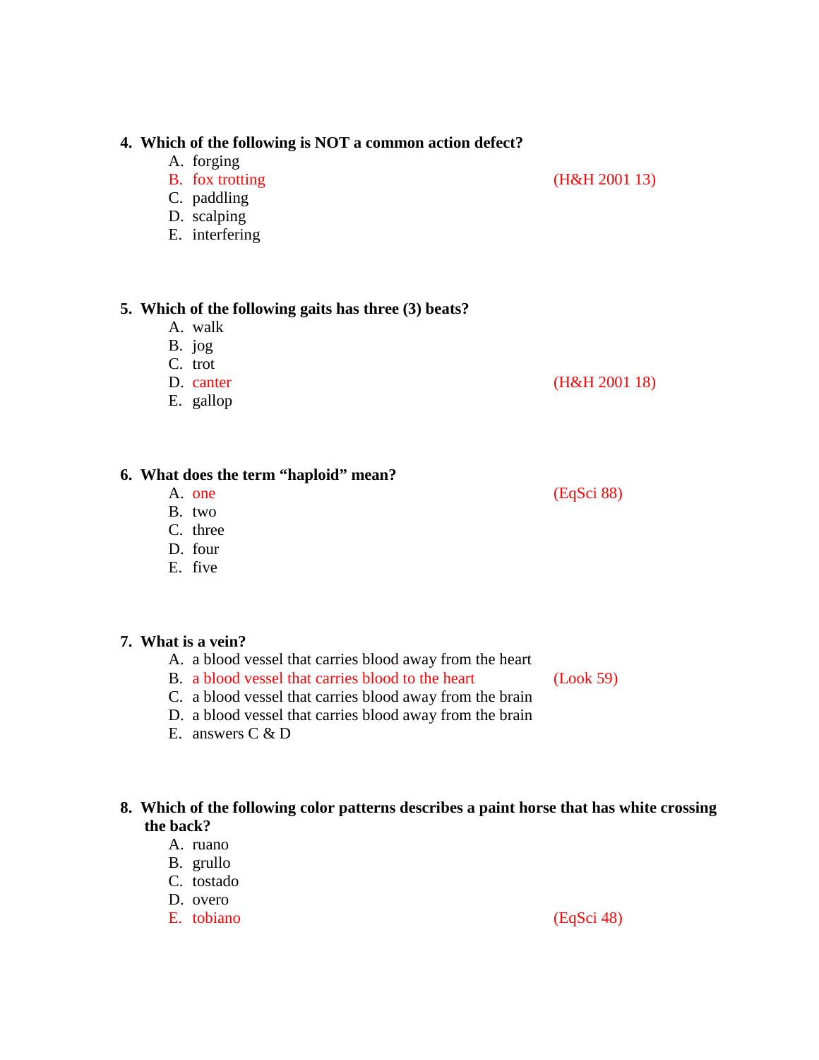**4. Which of the following is NOT a common action defect?**

A. forging
B. fox trotting (H&H 2001 13)
C. paddling
D. scalping
E. interfering

**5. Which of the following gaits has three (3) beats?**

A. walk
B. jog
C. trot
D. canter (H&H 2001 18)
E. gallop

**6. What does the term "haploid" mean?**

A. one (EqSci 88)
B. two
C. three
D. four
E. five

**7. What is a vein?**

A. a blood vessel that carries blood away from the heart
B. a blood vessel that carries blood to the heart (Look 59)
C. a blood vessel that carries blood away from the brain
D. a blood vessel that carries blood away from the brain
E. answers C & D

**8. Which of the following color patterns describes a paint horse that has white crossing the back?**

A. ruano
B. grullo
C. tostado
D. overo
E. tobiano (EqSci 48)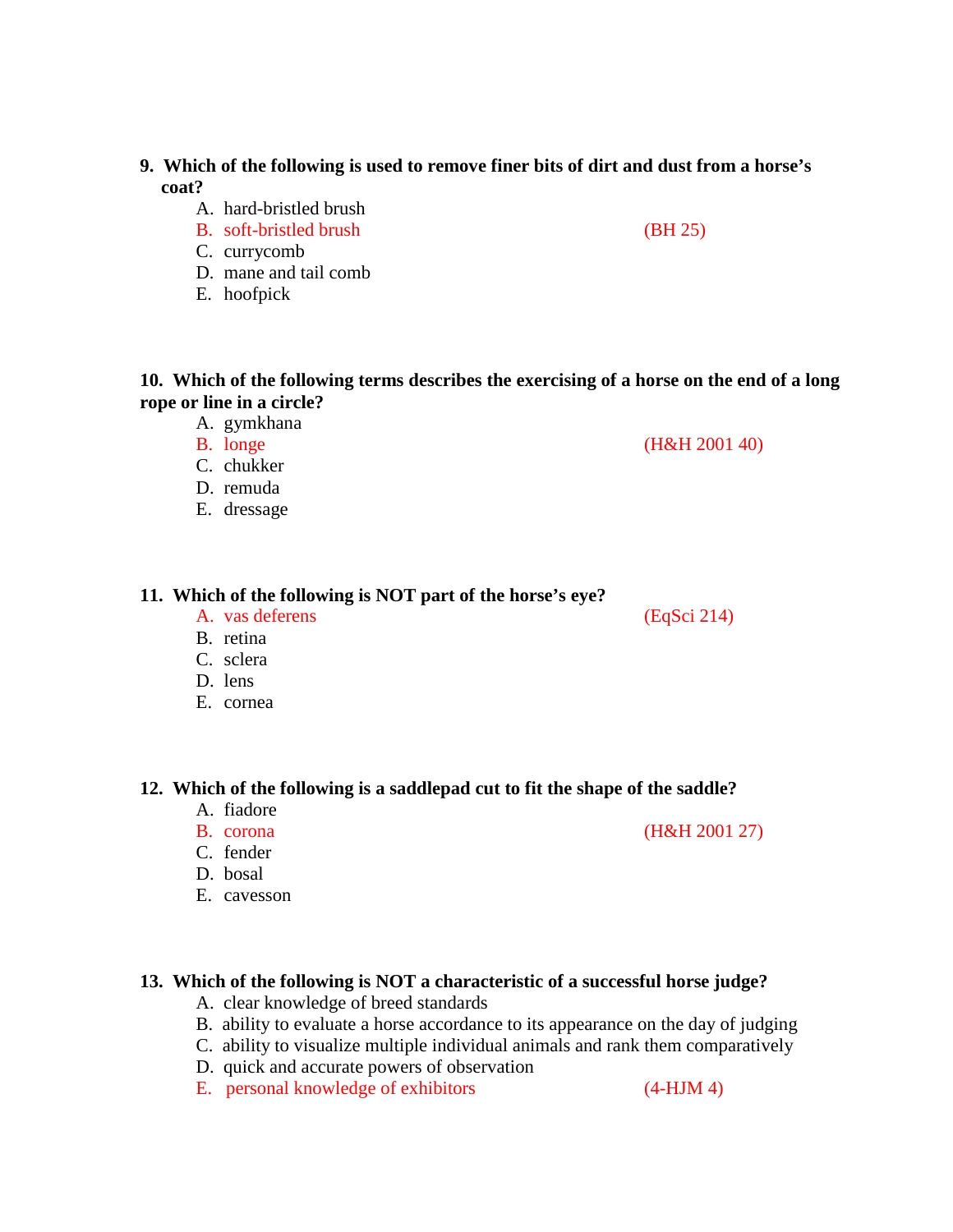**9. Which of the following is used to remove finer bits of dirt and dust from a horse's coat?**

A. hard-bristled brush
B. soft-bristled brush (BH 25)
C. currycomb
D. mane and tail comb
E. hoofpick

**10. Which of the following terms describes the exercising of a horse on the end of a long rope or line in a circle?**

A. gymkhana
B. longe (H&H 2001 40)
C. chukker
D. remuda
E. dressage

**11. Which of the following is NOT part of the horse's eye?**

A. vas deferens (EqSci 214)
B. retina
C. sclera
D. lens
E. cornea

**12. Which of the following is a saddlepad cut to fit the shape of the saddle?**

A. fiadore
B. corona (H&H 2001 27)
C. fender
D. bosal
E. cavesson

**13. Which of the following is NOT a characteristic of a successful horse judge?**

A. clear knowledge of breed standards
B. ability to evaluate a horse accordance to its appearance on the day of judging
C. ability to visualize multiple individual animals and rank them comparatively
D. quick and accurate powers of observation
E. personal knowledge of exhibitors (4-HJM 4)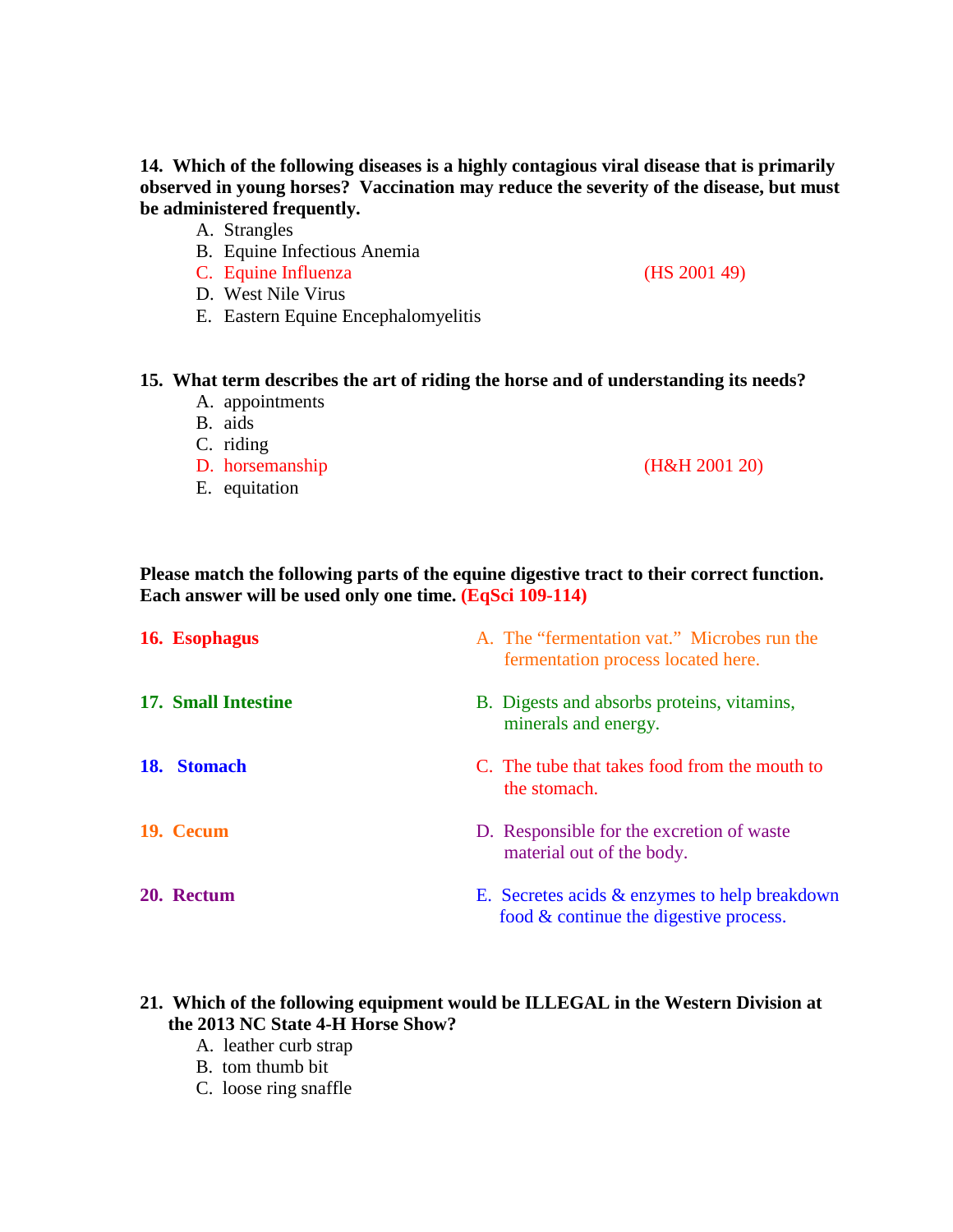**14. Which of the following diseases is a highly contagious viral disease that is primarily observed in young horses? Vaccination may reduce the severity of the disease, but must be administered frequently.**

A. Strangles
B. Equine Infectious Anemia
C. Equine Influenza (HS 2001 49)
D. West Nile Virus
E. Eastern Equine Encephalomyelitis

**15. What term describes the art of riding the horse and of understanding its needs?**

A. appointments
B. aids
C. riding
D. horsemanship (H&H 2001 20)
E. equitation

**Please match the following parts of the equine digestive tract to their correct function. Each answer will be used only one time. (EqSci 109-114)**

| | |
|---|---|
| **16. Esophagus** | A. The "fermentation vat." Microbes run the fermentation process located here. |
| **17. Small Intestine** | B. Digests and absorbs proteins, vitamins, minerals and energy. |
| **18. Stomach** | C. The tube that takes food from the mouth to the stomach. |
| **19. Cecum** | D. Responsible for the excretion of waste material out of the body. |
| **20. Rectum** | E. Secretes acids & enzymes to help breakdown food & continue the digestive process. |

**21. Which of the following equipment would be ILLEGAL in the Western Division at the 2013 NC State 4-H Horse Show?**

A. leather curb strap
B. tom thumb bit
C. loose ring snaffle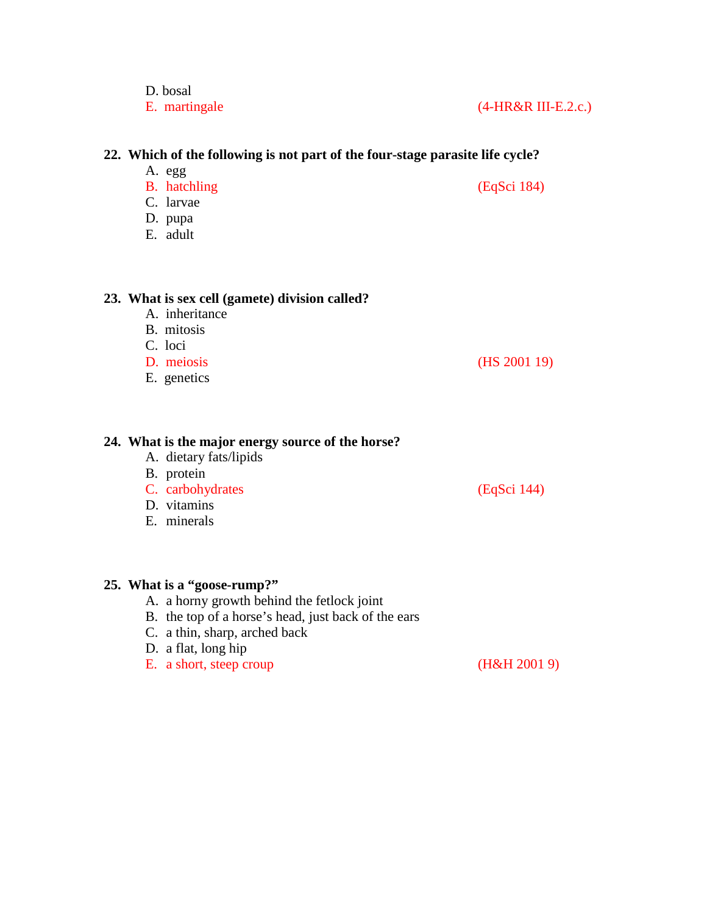D. bosal
E. martingale (4-HR&R III-E.2.c.)

**22. Which of the following is not part of the four-stage parasite life cycle?**

A. egg
B. hatchling (EqSci 184)
C. larvae
D. pupa
E. adult

**23. What is sex cell (gamete) division called?**

A. inheritance
B. mitosis
C. loci
D. meiosis (HS 2001 19)
E. genetics

**24. What is the major energy source of the horse?**

A. dietary fats/lipids
B. protein
C. carbohydrates (EqSci 144)
D. vitamins
E. minerals

**25. What is a "goose-rump?"**

A. a horny growth behind the fetlock joint
B. the top of a horse's head, just back of the ears
C. a thin, sharp, arched back
D. a flat, long hip
E. a short, steep croup (H&H 2001 9)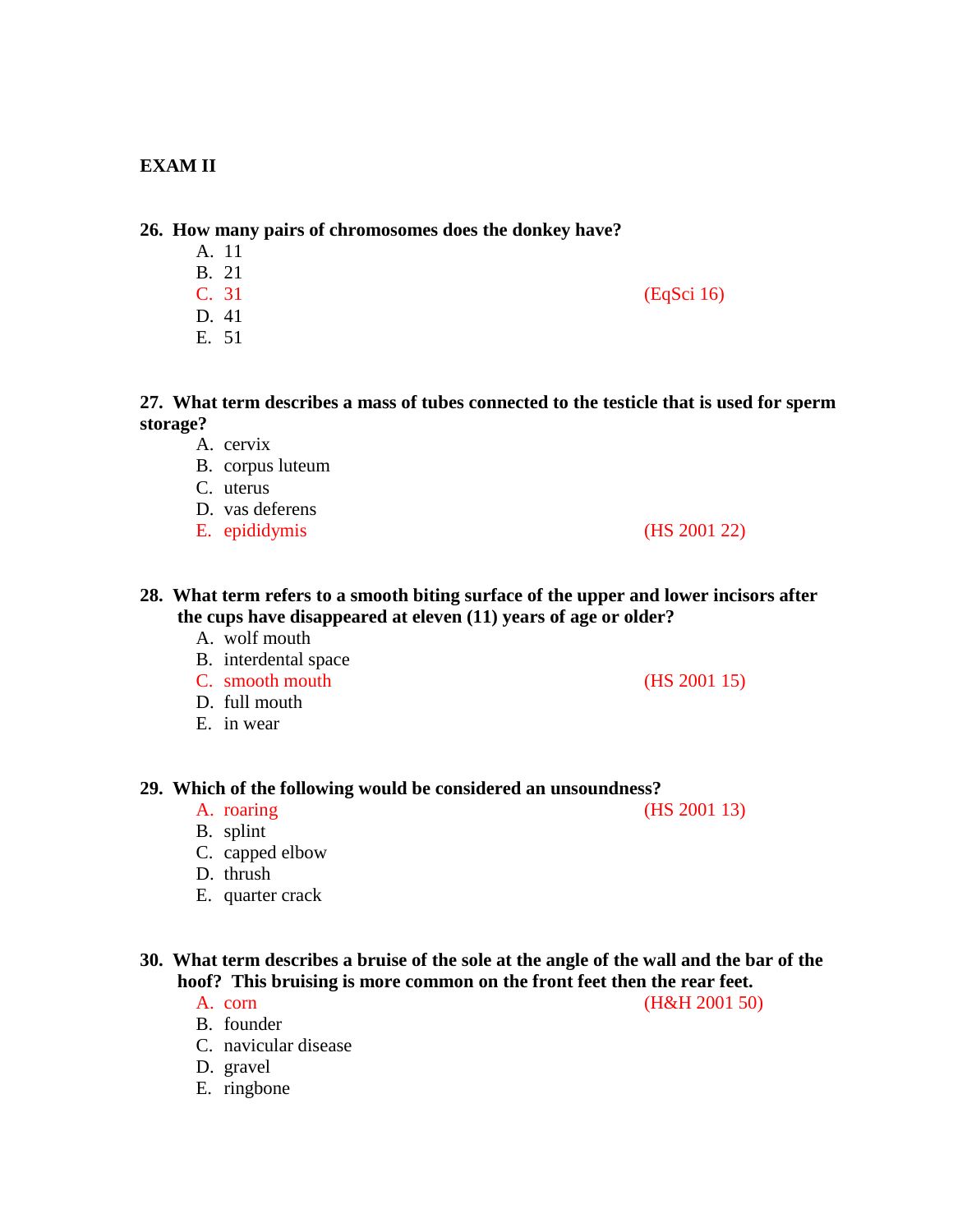**EXAM II**

**26. How many pairs of chromosomes does the donkey have?**

A. 11
B. 21
C. 31 (EqSci 16)
D. 41
E. 51

**27. What term describes a mass of tubes connected to the testicle that is used for sperm storage?**

A. cervix
B. corpus luteum
C. uterus
D. vas deferens
E. epididymis (HS 2001 22)

**28. What term refers to a smooth biting surface of the upper and lower incisors after the cups have disappeared at eleven (11) years of age or older?**

A. wolf mouth
B. interdental space
C. smooth mouth (HS 2001 15)
D. full mouth
E. in wear

**29. Which of the following would be considered an unsoundness?**

A. roaring (HS 2001 13)
B. splint
C. capped elbow
D. thrush
E. quarter crack

**30. What term describes a bruise of the sole at the angle of the wall and the bar of the hoof? This bruising is more common on the front feet then the rear feet.**

A. corn (H&H 2001 50)
B. founder
C. navicular disease
D. gravel
E. ringbone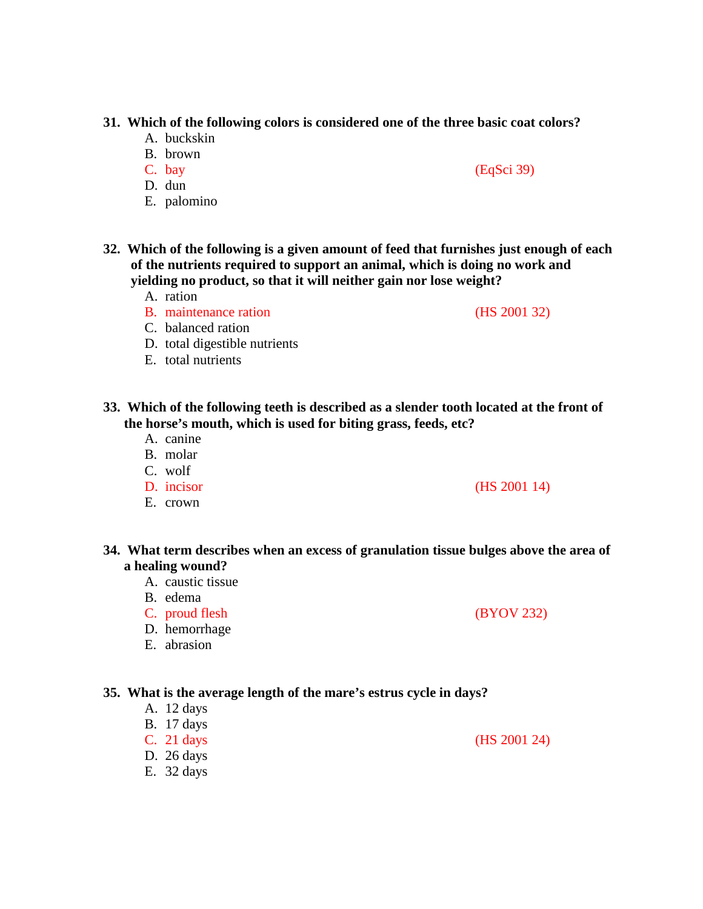**31. Which of the following colors is considered one of the three basic coat colors?**

A. buckskin
B. brown
C. bay (EqSci 39)
D. dun
E. palomino

**32. Which of the following is a given amount of feed that furnishes just enough of each of the nutrients required to support an animal, which is doing no work and yielding no product, so that it will neither gain nor lose weight?**

A. ration
B. maintenance ration (HS 2001 32)
C. balanced ration
D. total digestible nutrients
E. total nutrients

**33. Which of the following teeth is described as a slender tooth located at the front of the horse's mouth, which is used for biting grass, feeds, etc?**

A. canine
B. molar
C. wolf
D. incisor (HS 2001 14)
E. crown

**34. What term describes when an excess of granulation tissue bulges above the area of a healing wound?**

A. caustic tissue
B. edema
C. proud flesh (BYOV 232)
D. hemorrhage
E. abrasion

**35. What is the average length of the mare's estrus cycle in days?**

A. 12 days
B. 17 days
C. 21 days (HS 2001 24)
D. 26 days
E. 32 days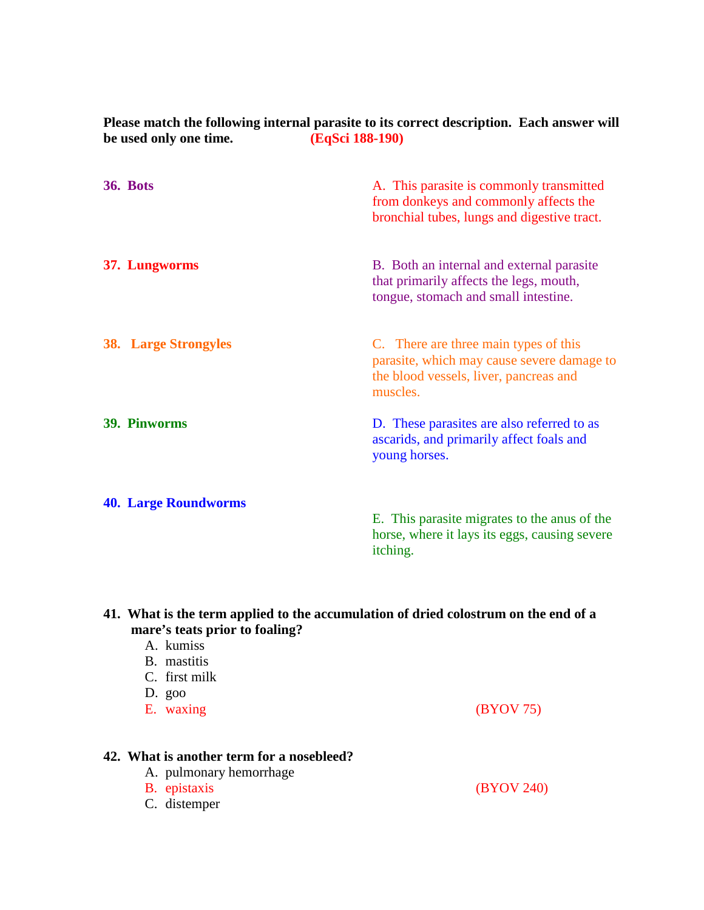**Please match the following internal parasite to its correct description. Each answer will be used only one time. (EqSci 188-190)**

**36. Bots**

**37. Lungworms**

**38. Large Strongyles**

**39. Pinworms**

**40. Large Roundworms**

A. This parasite is commonly transmitted from donkeys and commonly affects the bronchial tubes, lungs and digestive tract.

B. Both an internal and external parasite that primarily affects the legs, mouth, tongue, stomach and small intestine.

C. There are three main types of this parasite, which may cause severe damage to the blood vessels, liver, pancreas and muscles.

D. These parasites are also referred to as ascarids, and primarily affect foals and young horses.

E. This parasite migrates to the anus of the horse, where it lays its eggs, causing severe itching.

**41. What is the term applied to the accumulation of dried colostrum on the end of a mare's teats prior to foaling?**

A. kumiss
B. mastitis
C. first milk
D. goo
E. waxing (BYOV 75)

**42. What is another term for a nosebleed?**

A. pulmonary hemorrhage
B. epistaxis (BYOV 240)
C. distemper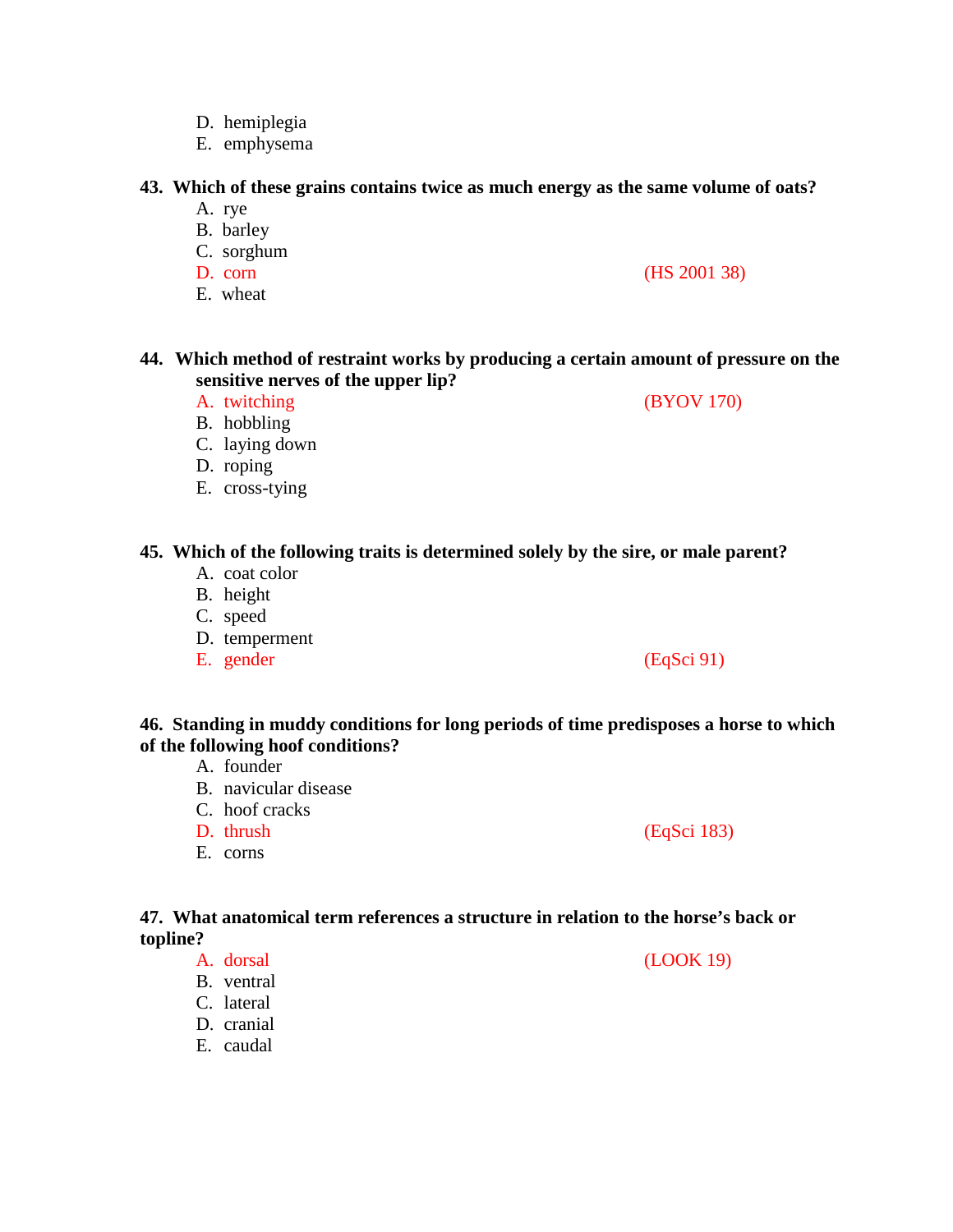D. hemiplegia
E. emphysema

**43. Which of these grains contains twice as much energy as the same volume of oats?**

A. rye
B. barley
C. sorghum
D. corn (HS 2001 38)
E. wheat

**44. Which method of restraint works by producing a certain amount of pressure on the sensitive nerves of the upper lip?**

A. twitching (BYOV 170)
B. hobbling
C. laying down
D. roping
E. cross-tying

**45. Which of the following traits is determined solely by the sire, or male parent?**

A. coat color
B. height
C. speed
D. temperment
E. gender (EqSci 91)

**46. Standing in muddy conditions for long periods of time predisposes a horse to which of the following hoof conditions?**

A. founder
B. navicular disease
C. hoof cracks
D. thrush (EqSci 183)
E. corns

**47. What anatomical term references a structure in relation to the horse's back or topline?**

A. dorsal (LOOK 19)
B. ventral
C. lateral
D. cranial
E. caudal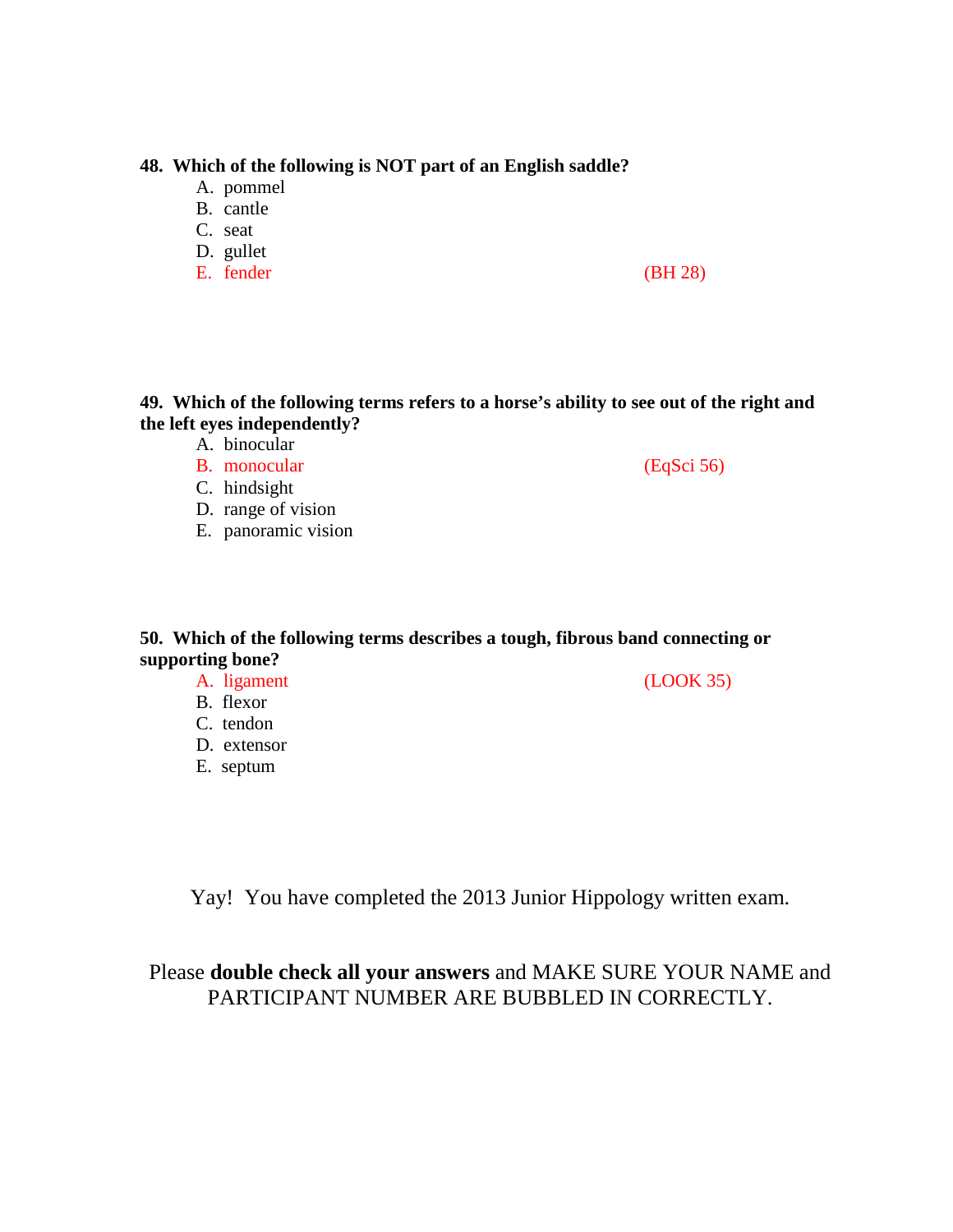**48. Which of the following is NOT part of an English saddle?**

A. pommel
B. cantle
C. seat
D. gullet
E. fender (BH 28)

**49. Which of the following terms refers to a horse's ability to see out of the right and the left eyes independently?**

A. binocular
B. monocular (EqSci 56)
C. hindsight
D. range of vision
E. panoramic vision

**50. Which of the following terms describes a tough, fibrous band connecting or supporting bone?**

A. ligament (LOOK 35)
B. flexor
C. tendon
D. extensor
E. septum

Yay! You have completed the 2013 Junior Hippology written exam.

Please **double check all your answers** and MAKE SURE YOUR NAME and PARTICIPANT NUMBER ARE BUBBLED IN CORRECTLY.